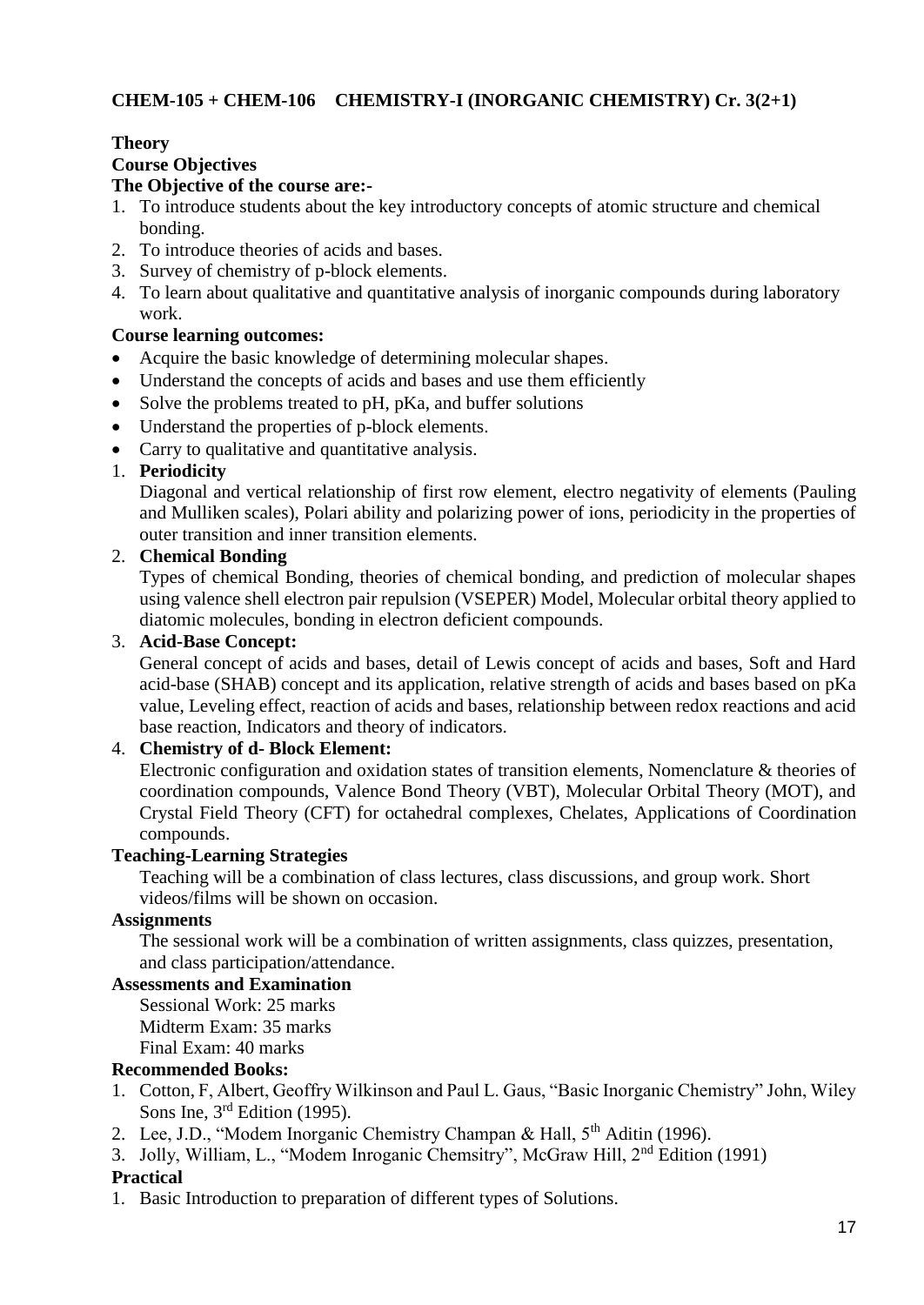## CHEM-105 + CHEM-106 CHEMISTRY-I (INORGANIC CHEMISTRY) Cr. 3(2+1)

### Theory

**Course Objectives**

**The Objective of the course are:-**

1. To introduce students about the key introductory concepts of atomic structure and chemical bonding.
2. To introduce theories of acids and bases.
3. Survey of chemistry of p-block elements.
4. To learn about qualitative and quantitative analysis of inorganic compounds during laboratory work.

**Course learning outcomes:**

- Acquire the basic knowledge of determining molecular shapes.
- Understand the concepts of acids and bases and use them efficiently
- Solve the problems treated to pH, pKa, and buffer solutions
- Understand the properties of p-block elements.
- Carry to qualitative and quantitative analysis.

1. **Periodicity**
   Diagonal and vertical relationship of first row element, electro negativity of elements (Pauling and Mulliken scales), Polari ability and polarizing power of ions, periodicity in the properties of outer transition and inner transition elements.
2. **Chemical Bonding**
   Types of chemical Bonding, theories of chemical bonding, and prediction of molecular shapes using valence shell electron pair repulsion (VSEPER) Model, Molecular orbital theory applied to diatomic molecules, bonding in electron deficient compounds.
3. **Acid-Base Concept:**
   General concept of acids and bases, detail of Lewis concept of acids and bases, Soft and Hard acid-base (SHAB) concept and its application, relative strength of acids and bases based on pKa value, Leveling effect, reaction of acids and bases, relationship between redox reactions and acid base reaction, Indicators and theory of indicators.
4. **Chemistry of d- Block Element:**
   Electronic configuration and oxidation states of transition elements, Nomenclature & theories of coordination compounds, Valence Bond Theory (VBT), Molecular Orbital Theory (MOT), and Crystal Field Theory (CFT) for octahedral complexes, Chelates, Applications of Coordination compounds.

**Teaching-Learning Strategies**

Teaching will be a combination of class lectures, class discussions, and group work. Short videos/films will be shown on occasion.

**Assignments**

The sessional work will be a combination of written assignments, class quizzes, presentation, and class participation/attendance.

**Assessments and Examination**

Sessional Work: 25 marks
Midterm Exam: 35 marks
Final Exam: 40 marks

**Recommended Books:**

1. Cotton, F, Albert, Geoffry Wilkinson and Paul L. Gaus, "Basic Inorganic Chemistry" John, Wiley Sons Ine, 3rd Edition (1995).
2. Lee, J.D., "Modem Inorganic Chemistry Champan & Hall, 5th Aditin (1996).
3. Jolly, William, L., "Modem Inroganic Chemsitry", McGraw Hill, 2nd Edition (1991)

### Practical

1. Basic Introduction to preparation of different types of Solutions.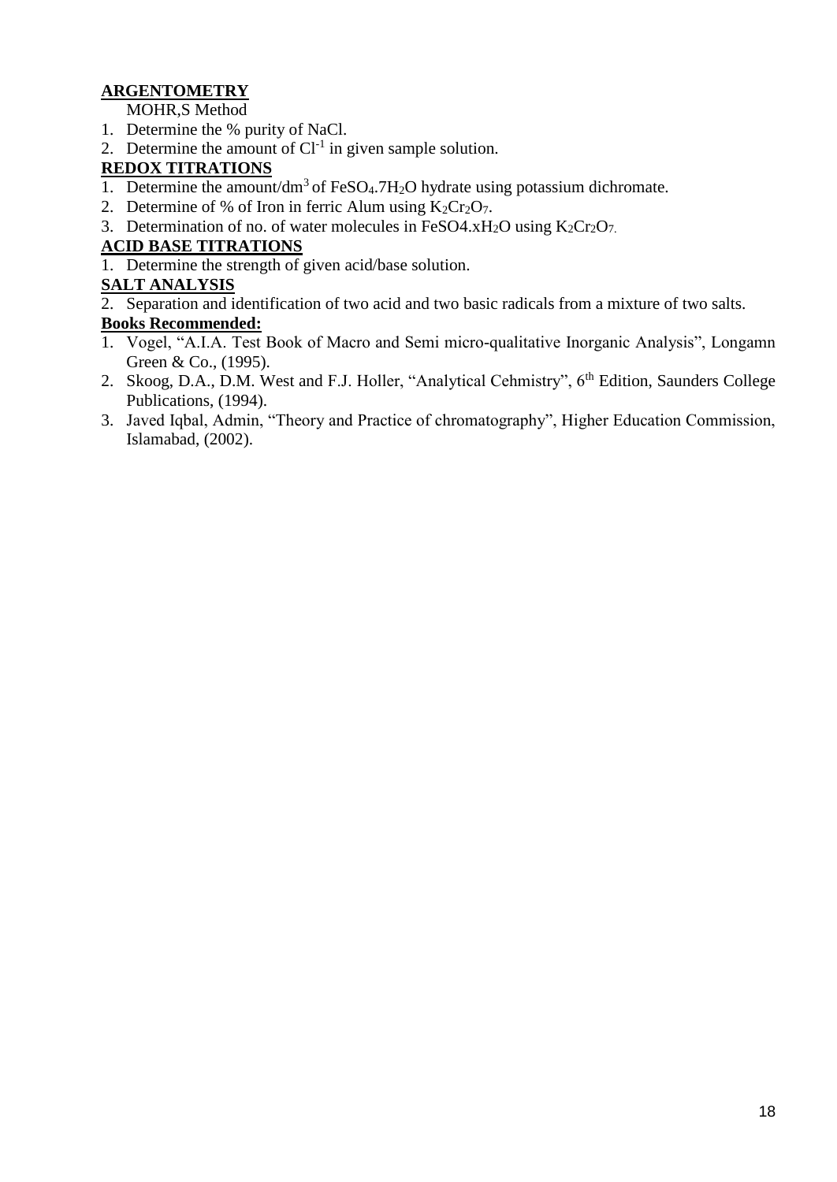**ARGENTOMETRY**

MOHR,S Method

1. Determine the % purity of NaCl.
2. Determine the amount of $Cl^{-1}$ in given sample solution.

**REDOX TITRATIONS**

1. Determine the amount/$dm^3$ of $FeSO_4.7H_2O$ hydrate using potassium dichromate.
2. Determine of % of Iron in ferric Alum using $K_2Cr_2O_7$.
3. Determination of no. of water molecules in $FeSO4.xH_2O$ using $K_2Cr_2O_7$.

**ACID BASE TITRATIONS**

1. Determine the strength of given acid/base solution.

**SALT ANALYSIS**

2. Separation and identification of two acid and two basic radicals from a mixture of two salts.

**Books Recommended:**

1. Vogel, "A.I.A. Test Book of Macro and Semi micro-qualitative Inorganic Analysis", Longamn Green & Co., (1995).
2. Skoog, D.A., D.M. West and F.J. Holler, "Analytical Cehmistry", 6th Edition, Saunders College Publications, (1994).
3. Javed Iqbal, Admin, "Theory and Practice of chromatography", Higher Education Commission, Islamabad, (2002).